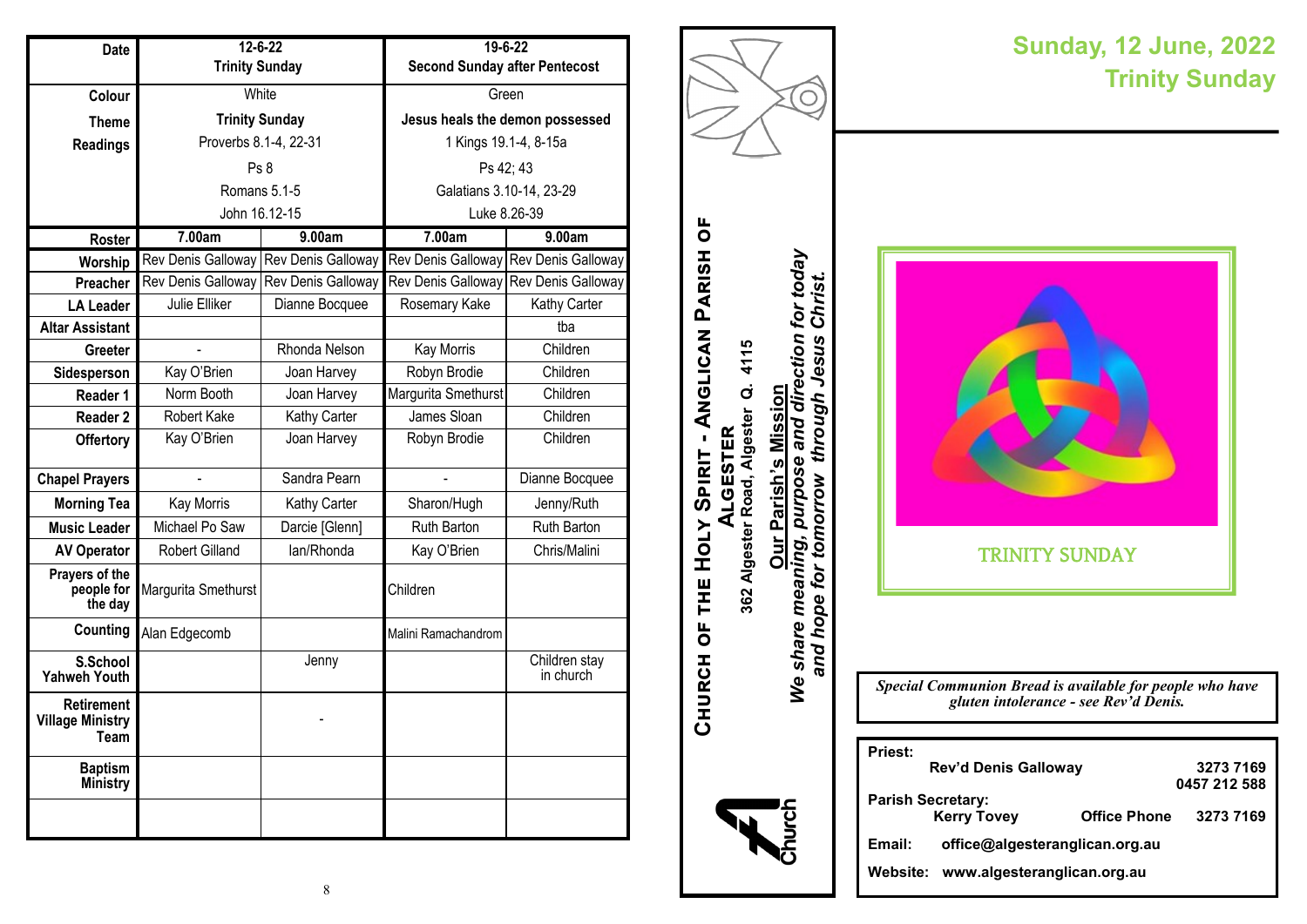| Date | 12-6-22 Trinity Sunday | | 19-6-22 Second Sunday after Pentecost | |
|---|---|---|---|---|
| Colour | White | | Green | |
| Theme | Trinity Sunday | | Jesus heals the demon possessed | |
| Readings | Proverbs 8.1-4, 22-31 | | 1 Kings 19.1-4, 8-15a | |
| | Ps 8 | | Ps 42; 43 | |
| | Romans 5.1-5 | | Galatians 3.10-14, 23-29 | |
| | John 16.12-15 | | Luke 8.26-39 | |
| Roster | 7.00am | 9.00am | 7.00am | 9.00am |
| Worship | Rev Denis Galloway | Rev Denis Galloway | Rev Denis Galloway | Rev Denis Galloway |
| Preacher | Rev Denis Galloway | Rev Denis Galloway | Rev Denis Galloway | Rev Denis Galloway |
| LA Leader | Julie Elliker | Dianne Bocquee | Rosemary Kake | Kathy Carter |
| Altar Assistant | | | | tba |
| Greeter | - | Rhonda Nelson | Kay Morris | Children |
| Sidesperson | Kay O'Brien | Joan Harvey | Robyn Brodie | Children |
| Reader 1 | Norm Booth | Joan Harvey | Margurita Smethurst | Children |
| Reader 2 | Robert Kake | Kathy Carter | James Sloan | Children |
| Offertory | Kay O'Brien | Joan Harvey | Robyn Brodie | Children |
| Chapel Prayers | - | Sandra Pearn | - | Dianne Bocquee |
| Morning Tea | Kay Morris | Kathy Carter | Sharon/Hugh | Jenny/Ruth |
| Music Leader | Michael Po Saw | Darcie [Glenn] | Ruth Barton | Ruth Barton |
| AV Operator | Robert Gilland | Ian/Rhonda | Kay O'Brien | Chris/Malini |
| Prayers of the people for the day | Margurita Smethurst | | Children | |
| Counting | Alan Edgecomb | | Malini Ramachandrom | |
| S.School Yahweh Youth | | Jenny | | Children stay in church |
| Retirement Village Ministry Team | | - | | |
| Baptism Ministry | | | | |
| | | | | |

**CHURCH OF THE HOLY SPIRIT - ANGLICAN PARISH OF ALGESTER**

**362 Algester Road, Algester Q. 4115**

**Our Parish's Mission**

***We share meaning, purpose and direction for today and hope for tomorrow through Jesus Christ.***

Church

# Sunday, 12 June, 2022
# Trinity Sunday

TRINITY SUNDAY

*Special Communion Bread is available for people who have gluten intolerance - see Rev'd Denis.*

**Priest:**
**Rev'd Denis Galloway** **3273 7169** **0457 212 588**

**Parish Secretary:**
**Kerry Tovey** **Office Phone** **3273 7169**

**Email:** **office@algesteranglican.org.au**

**Website:** **www.algesteranglican.org.au**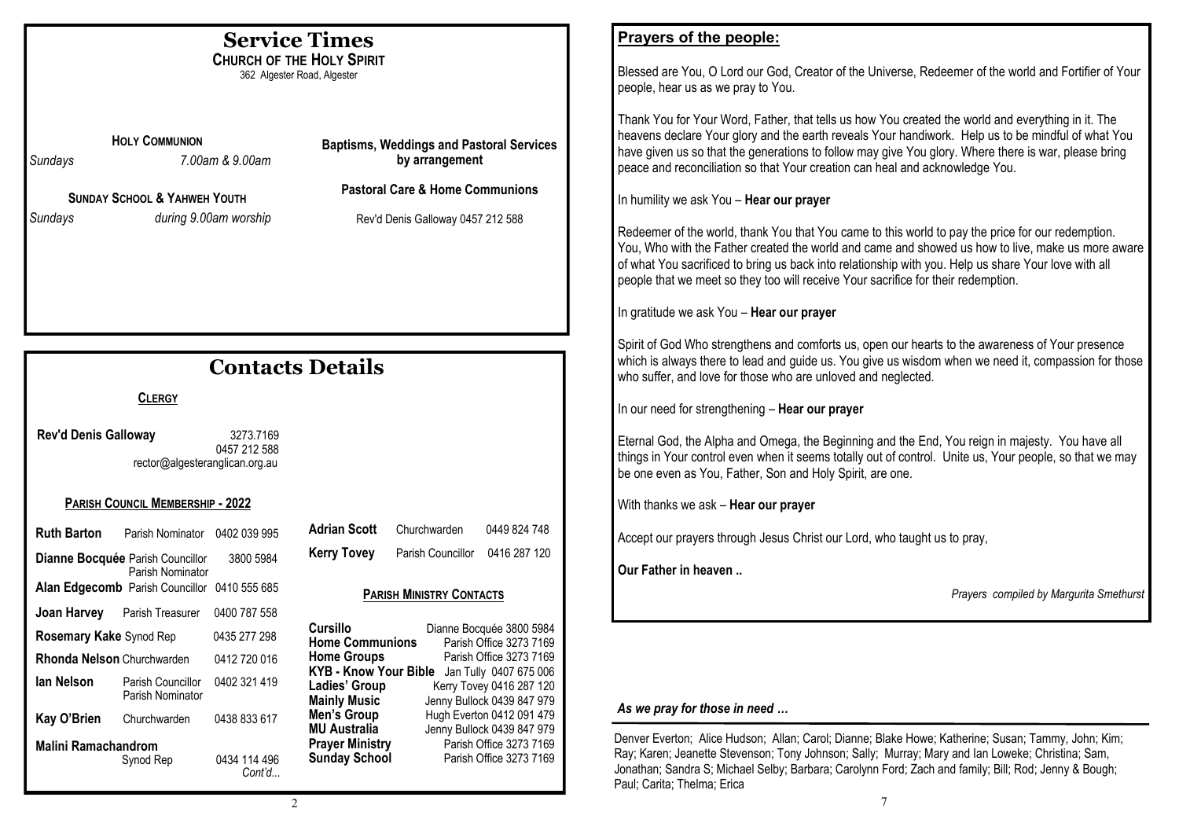# Service Times

## Church of the Holy Spirit

362 Algester Road, Algester

**Holy Communion**

*Sundays* *7.00am & 9.00am*

**Sunday School & Yahweh Youth**

*Sundays* *during 9.00am worship*

**Baptisms, Weddings and Pastoral Services by arrangement**

**Pastoral Care & Home Communions**

Rev'd Denis Galloway 0457 212 588

# Contacts Details

## Clergy

**Rev'd Denis Galloway** 3273.7169
0457 212 588
rector@algesteranglican.org.au

## Parish Council Membership - 2022

| Name | Role | Phone |
|---|---|---|
| **Ruth Barton** | Parish Nominator | 0402 039 995 |
| **Dianne Bocquée** | Parish Councillor, Parish Nominator | 3800 5984 |
| **Alan Edgecomb** | Parish Councillor | 0410 555 685 |
| **Joan Harvey** | Parish Treasurer | 0400 787 558 |
| **Rosemary Kake** | Synod Rep | 0435 277 298 |
| **Rhonda Nelson** | Churchwarden | 0412 720 016 |
| **Ian Nelson** | Parish Councillor, Parish Nominator | 0402 321 419 |
| **Kay O'Brien** | Churchwarden | 0438 833 617 |
| **Malini Ramachandrom** | Synod Rep | 0434 114 496 |
| **Adrian Scott** | Churchwarden | 0449 824 748 |
| **Kerry Tovey** | Parish Councillor | 0416 287 120 |

*Cont'd...*

## Parish Ministry Contacts

| Ministry | Contact |
|---|---|
| **Cursillo** | Dianne Bocquée 3800 5984 |
| **Home Communions** | Parish Office 3273 7169 |
| **Home Groups** | Parish Office 3273 7169 |
| **KYB - Know Your Bible** | Jan Tully 0407 675 006 |
| **Ladies' Group** | Kerry Tovey 0416 287 120 |
| **Mainly Music** | Jenny Bullock 0439 847 979 |
| **Men's Group** | Hugh Everton 0412 091 479 |
| **MU Australia** | Jenny Bullock 0439 847 979 |
| **Prayer Ministry** | Parish Office 3273 7169 |
| **Sunday School** | Parish Office 3273 7169 |

## Prayers of the people:

Blessed are You, O Lord our God, Creator of the Universe, Redeemer of the world and Fortifier of Your people, hear us as we pray to You.

Thank You for Your Word, Father, that tells us how You created the world and everything in it. The heavens declare Your glory and the earth reveals Your handiwork. Help us to be mindful of what You have given us so that the generations to follow may give You glory. Where there is war, please bring peace and reconciliation so that Your creation can heal and acknowledge You.

In humility we ask You – **Hear our prayer**

Redeemer of the world, thank You that You came to this world to pay the price for our redemption. You, Who with the Father created the world and came and showed us how to live, make us more aware of what You sacrificed to bring us back into relationship with you. Help us share Your love with all people that we meet so they too will receive Your sacrifice for their redemption.

In gratitude we ask You – **Hear our prayer**

Spirit of God Who strengthens and comforts us, open our hearts to the awareness of Your presence which is always there to lead and guide us. You give us wisdom when we need it, compassion for those who suffer, and love for those who are unloved and neglected.

In our need for strengthening – **Hear our prayer**

Eternal God, the Alpha and Omega, the Beginning and the End, You reign in majesty. You have all things in Your control even when it seems totally out of control. Unite us, Your people, so that we may be one even as You, Father, Son and Holy Spirit, are one.

With thanks we ask – **Hear our prayer**

Accept our prayers through Jesus Christ our Lord, who taught us to pray,

**Our Father in heaven ..**

*Prayers compiled by Margurita Smethurst*

### *As we pray for those in need …*

Denver Everton; Alice Hudson; Allan; Carol; Dianne; Blake Howe; Katherine; Susan; Tammy, John; Kim; Ray; Karen; Jeanette Stevenson; Tony Johnson; Sally; Murray; Mary and Ian Loweke; Christina; Sam, Jonathan; Sandra S; Michael Selby; Barbara; Carolynn Ford; Zach and family; Bill; Rod; Jenny & Bough; Paul; Carita; Thelma; Erica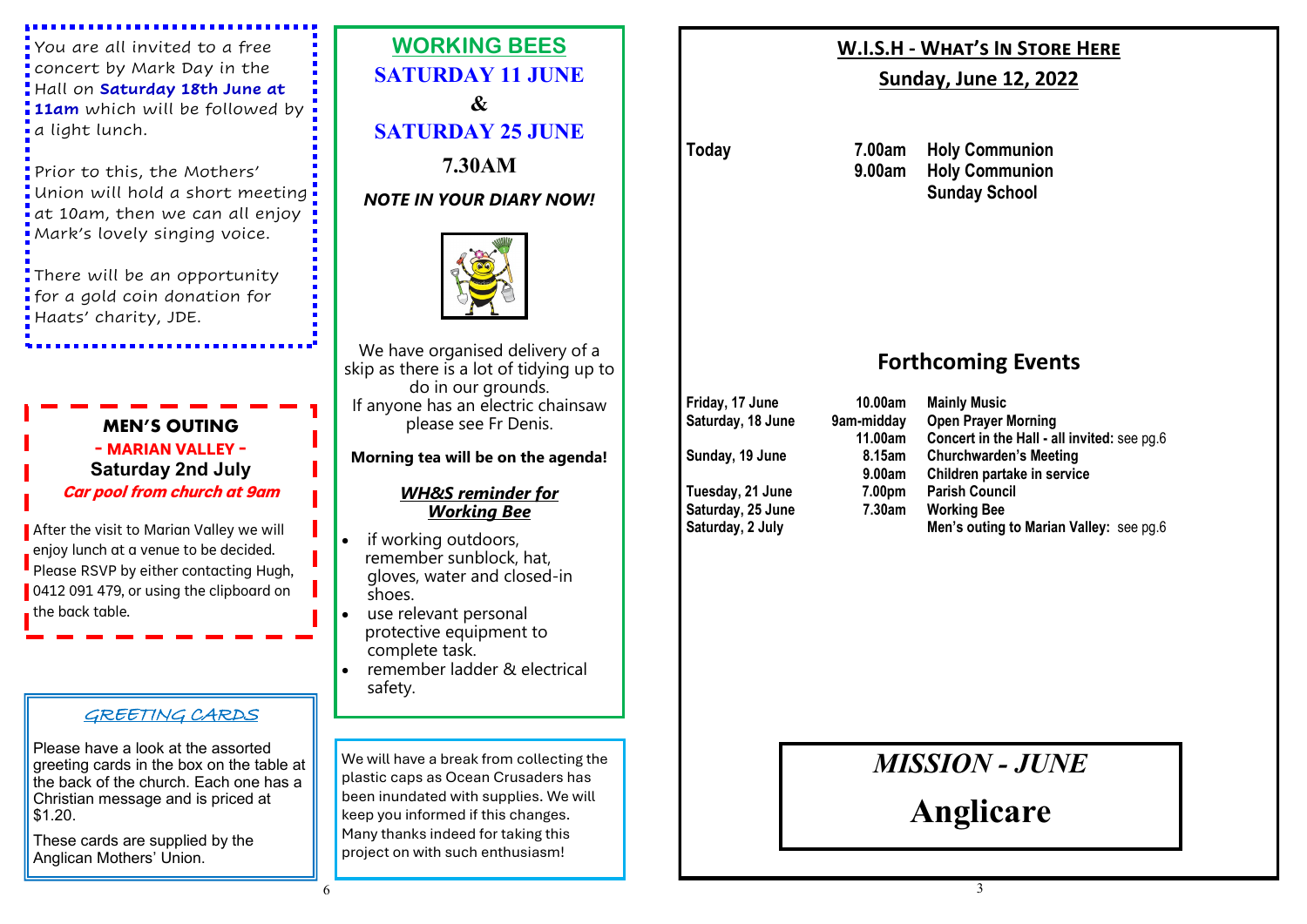You are all invited to a free concert by Mark Day in the Hall on **Saturday 18th June at 11am** which will be followed by a light lunch.

Prior to this, the Mothers' Union will hold a short meeting at 10am, then we can all enjoy Mark's lovely singing voice.

There will be an opportunity for a gold coin donation for Haats' charity, JDE.

## MEN'S OUTING

**- MARIAN VALLEY -**

**Saturday 2nd July**

***Car pool from church at 9am***

After the visit to Marian Valley we will enjoy lunch at a venue to be decided. Please RSVP by either contacting Hugh, 0412 091 479, or using the clipboard on the back table.

## *GREETING CARDS*

Please have a look at the assorted greeting cards in the box on the table at the back of the church. Each one has a Christian message and is priced at $1.20.

These cards are supplied by the Anglican Mothers' Union.

## WORKING BEES

**SATURDAY 11 JUNE**

**&**

**SATURDAY 25 JUNE**

**7.30AM**

***NOTE IN YOUR DIARY NOW!***

We have organised delivery of a skip as there is a lot of tidying up to do in our grounds.
If anyone has an electric chainsaw please see Fr Denis.

**Morning tea will be on the agenda!**

***WH&S reminder for Working Bee***

- if working outdoors, remember sunblock, hat, gloves, water and closed-in shoes.
- use relevant personal protective equipment to complete task.
- remember ladder & electrical safety.

We will have a break from collecting the plastic caps as Ocean Crusaders has been inundated with supplies. We will keep you informed if this changes. Many thanks indeed for taking this project on with such enthusiasm!

## W.I.S.H - WHAT'S IN STORE HERE

### Sunday, June 12, 2022

| | | |
|---|---|---|
| **Today** | **7.00am** | **Holy Communion** |
| | **9.00am** | **Holy Communion** |
| | | **Sunday School** |

## Forthcoming Events

| | | |
|---|---|---|
| **Friday, 17 June** | **10.00am** | **Mainly Music** |
| **Saturday, 18 June** | **9am-midday** | **Open Prayer Morning** |
| | **11.00am** | **Concert in the Hall - all invited:** see pg.6 |
| **Sunday, 19 June** | **8.15am** | **Churchwarden's Meeting** |
| | **9.00am** | **Children partake in service** |
| **Tuesday, 21 June** | **7.00pm** | **Parish Council** |
| **Saturday, 25 June** | **7.30am** | **Working Bee** |
| **Saturday, 2 July** | | **Men's outing to Marian Valley:** see pg.6 |

## *MISSION - JUNE*

## Anglicare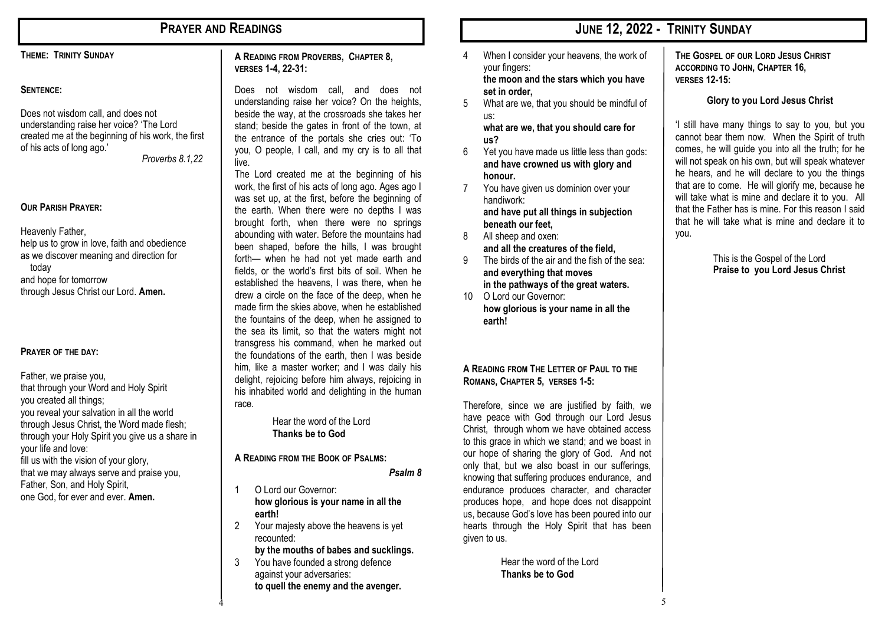# Prayer and Readings

**Theme: Trinity Sunday**

**Sentence:**

Does not wisdom call, and does not understanding raise her voice? 'The Lord created me at the beginning of his work, the first of his acts of long ago.'

*Proverbs 8.1,22*

**Our Parish Prayer:**

Heavenly Father,
help us to grow in love, faith and obedience
as we discover meaning and direction for today
and hope for tomorrow
through Jesus Christ our Lord. **Amen.**

**Prayer of the day:**

Father, we praise you,
that through your Word and Holy Spirit
you created all things;
you reveal your salvation in all the world
through Jesus Christ, the Word made flesh;
through your Holy Spirit you give us a share in your life and love:
fill us with the vision of your glory,
that we may always serve and praise you,
Father, Son, and Holy Spirit,
one God, for ever and ever. **Amen.**

**A Reading from Proverbs, Chapter 8, verses 1-4, 22-31:**

Does not wisdom call, and does not understanding raise her voice? On the heights, beside the way, at the crossroads she takes her stand; beside the gates in front of the town, at the entrance of the portals she cries out: 'To you, O people, I call, and my cry is to all that live.

The Lord created me at the beginning of his work, the first of his acts of long ago. Ages ago I was set up, at the first, before the beginning of the earth. When there were no depths I was brought forth, when there were no springs abounding with water. Before the mountains had been shaped, before the hills, I was brought forth— when he had not yet made earth and fields, or the world's first bits of soil. When he established the heavens, I was there, when he drew a circle on the face of the deep, when he made firm the skies above, when he established the fountains of the deep, when he assigned to the sea its limit, so that the waters might not transgress his command, when he marked out the foundations of the earth, then I was beside him, like a master worker; and I was daily his delight, rejoicing before him always, rejoicing in his inhabited world and delighting in the human race.

Hear the word of the Lord
**Thanks be to God**

**A Reading from the Book of Psalms:**

***Psalm 8***

1. O Lord our Governor:
   **how glorious is your name in all the earth!**
2. Your majesty above the heavens is yet recounted:
   **by the mouths of babes and sucklings.**
3. You have founded a strong defence against your adversaries:
   **to quell the enemy and the avenger.**
4. When I consider your heavens, the work of your fingers:
   **the moon and the stars which you have set in order,**
5. What are we, that you should be mindful of us:
   **what are we, that you should care for us?**
6. Yet you have made us little less than gods:
   **and have crowned us with glory and honour.**
7. You have given us dominion over your handiwork:
   **and have put all things in subjection beneath our feet,**
8. All sheep and oxen:
   **and all the creatures of the field,**
9. The birds of the air and the fish of the sea:
   **and everything that moves in the pathways of the great waters.**
10. O Lord our Governor:
    **how glorious is your name in all the earth!**

**A Reading from The Letter of Paul to the Romans, Chapter 5, verses 1-5:**

Therefore, since we are justified by faith, we have peace with God through our Lord Jesus Christ, through whom we have obtained access to this grace in which we stand; and we boast in our hope of sharing the glory of God. And not only that, but we also boast in our sufferings, knowing that suffering produces endurance, and endurance produces character, and character produces hope, and hope does not disappoint us, because God's love has been poured into our hearts through the Holy Spirit that has been given to us.

Hear the word of the Lord
**Thanks be to God**

# June 12, 2022 - Trinity Sunday

**The Gospel of our Lord Jesus Christ according to John, Chapter 16, verses 12-15:**

**Glory to you Lord Jesus Christ**

'I still have many things to say to you, but you cannot bear them now. When the Spirit of truth comes, he will guide you into all the truth; for he will not speak on his own, but will speak whatever he hears, and he will declare to you the things that are to come. He will glorify me, because he will take what is mine and declare it to you. All that the Father has is mine. For this reason I said that he will take what is mine and declare it to you.

This is the Gospel of the Lord
**Praise to you Lord Jesus Christ**